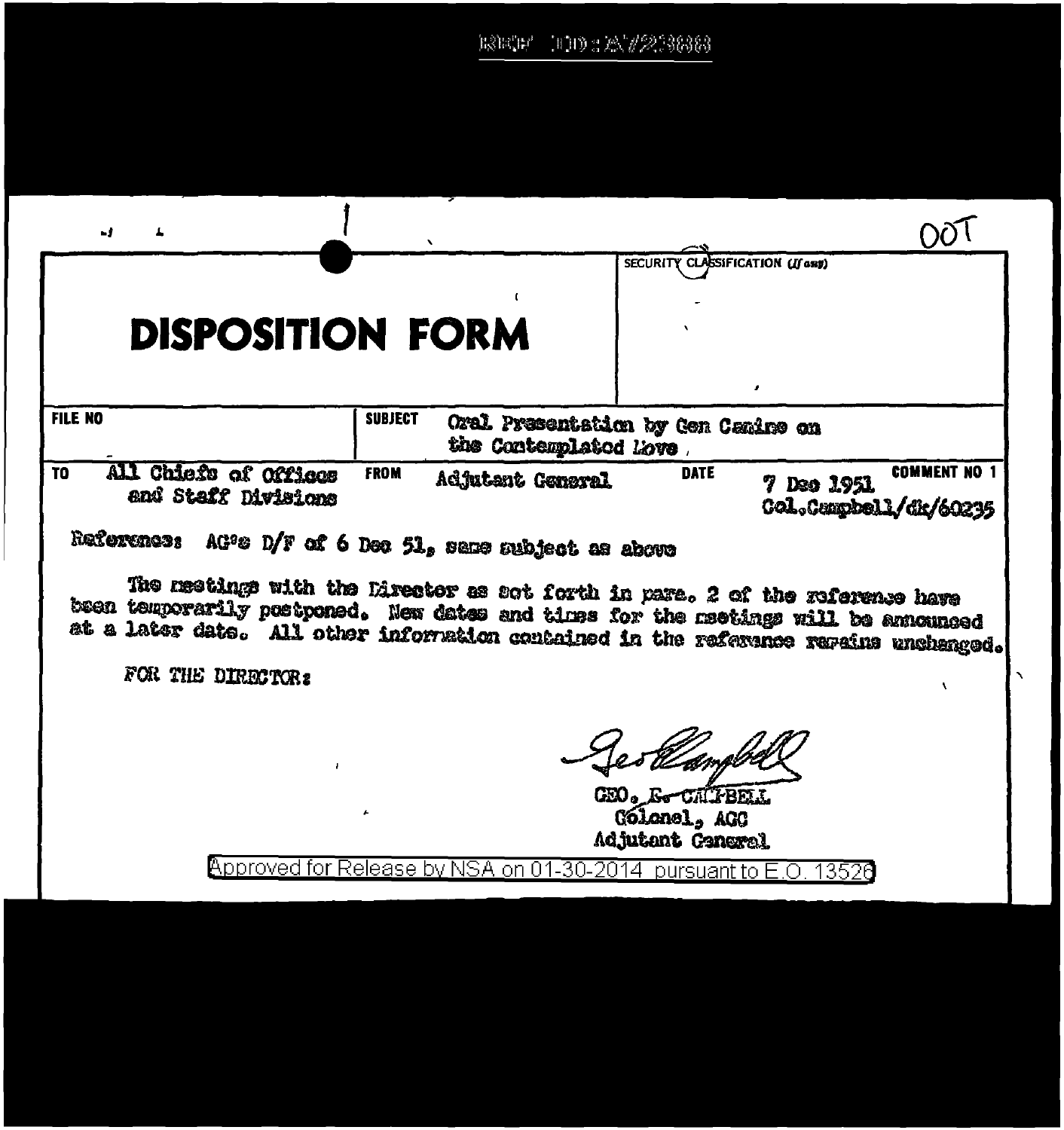REF ID:A723888

OOT

SECURITY CLASSIFICATION (If any)

# DISPOSITION FORM

| FILE NO | SUBJECT | Oral Presentation by Gen Canine on the Contemplated Move | | |
|---|---|---|---|---|
| TO All Chiefs of Offices and Staff Divisions | FROM Adjutant General | DATE 7 Dec 1951 Col.Campbell/dk/60235 | | COMMENT NO 1 |

Reference: AG's D/F of 6 Dec 51, same subject as above

The meetings with the Director as set forth in para. 2 of the reference have been temporarily postponed. New dates and times for the meetings will be announced at a later date. All other information contained in the reference remains unchanged.

FOR THE DIRECTOR:

Geo Campbell

GEO. E. CAMPBELL
Colonel, AGC
Adjutant General

Approved for Release by NSA on 01-30-2014 pursuant to E.O. 13526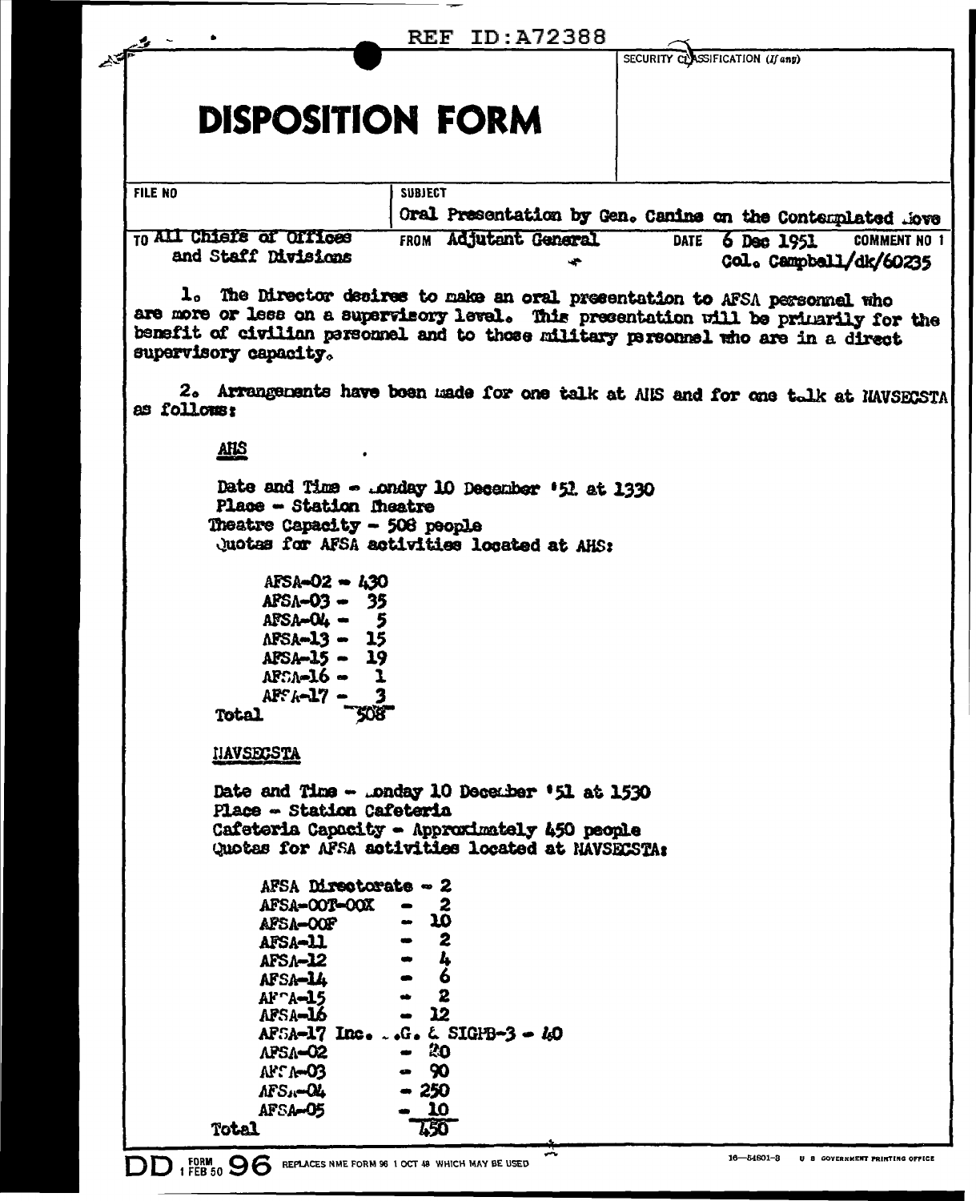REF ID:A72388

SECURITY CLASSIFICATION *(If any)*

# DISPOSITION FORM

| FILE NO | SUBJECT | | |
|---|---|---|---|
| | Oral Presentation by Gen. Canine on the Contemplated Move | | |
| TO All Chiefs of Offices and Staff Divisions | FROM Adjutant General | DATE 6 Dec 1951 | COMMENT NO 1 |
| | | Col. Campbell/dk/60235 | |

1. The Director desires to make an oral presentation to AFSA personnel who are more or less on a supervisory level. This presentation will be primarily for the benefit of civilian personnel and to those military personnel who are in a direct supervisory capacity.

2. Arrangements have been made for one talk at AHS and for one talk at NAVSECSTA as follows:

**AHS**

Date and Time - Monday 10 December '51 at 1330
Place - Station Theatre
Theatre Capacity - 508 people
Quotas for AFSA activities located at AHS:

AFSA-02 - 430
AFSA-03 - 35
AFSA-04 - 5
AFSA-13 - 15
AFSA-15 - 19
AFSA-16 - 1
AFSA-17 - 3
Total 508

**NAVSECSTA**

Date and Time - Monday 10 December '51 at 1530
Place - Station Cafeteria
Cafeteria Capacity - Approximately 450 people
Quotas for AFSA activities located at NAVSECSTA:

AFSA Directorate - 2
AFSA-00T-00X - 2
AFSA-00F - 10
AFSA-11 - 2
AFSA-12 - 4
AFSA-14 - 6
AFSA-15 - 2
AFSA-16 - 12
AFSA-17 Inc. A.G. & SIGPB-3 - 40
AFSA-02 - 20
AFSA-03 - 90
AFSA-04 - 250
AFSA-05 - 10
Total 450

DD FORM 1 FEB 50 96 REPLACES NME FORM 96 1 OCT 48 WHICH MAY BE USED

16—54601-3 U S GOVERNMENT PRINTING OFFICE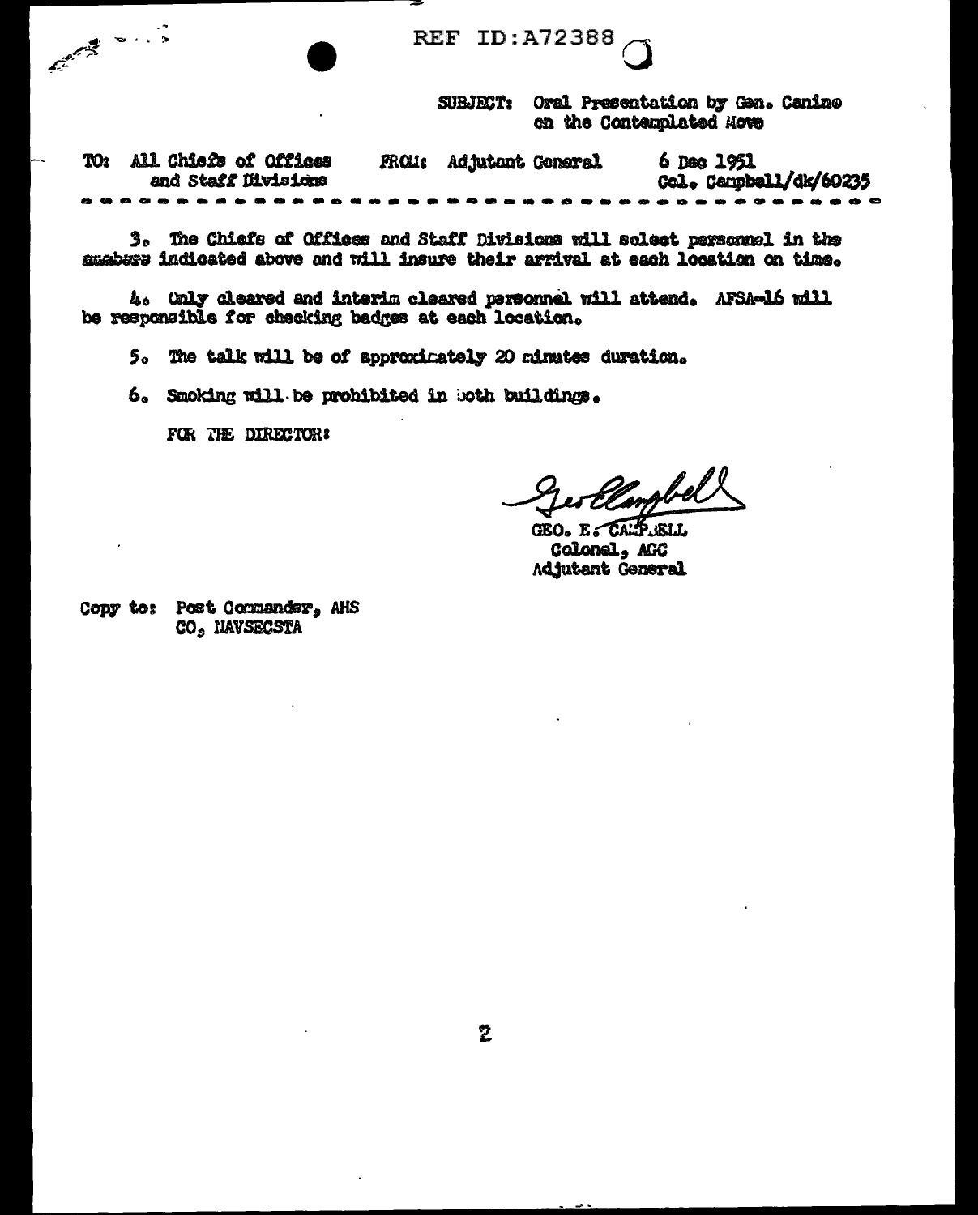REF ID:A72388

SUBJECT: Oral Presentation by Gen. Canine on the Contemplated Move

TO: All Chiefs of Offices and Staff Divisions

FROM: Adjutant General

6 Dec 1951
Col. Campbell/dk/60235

3. The Chiefs of Offices and Staff Divisions will select personnel in the numbers indicated above and will insure their arrival at each location on time.

4. Only cleared and interim cleared personnel will attend. AFSA-16 will be responsible for checking badges at each location.

5. The talk will be of approximately 20 minutes duration.

6. Smoking will be prohibited in both buildings.

FOR THE DIRECTOR:

Geo E Campbell
GEO. E. CAMPBELL
Colonel, AGC
Adjutant General

Copy to: Post Commander, AHS
CO, NAVSECSTA